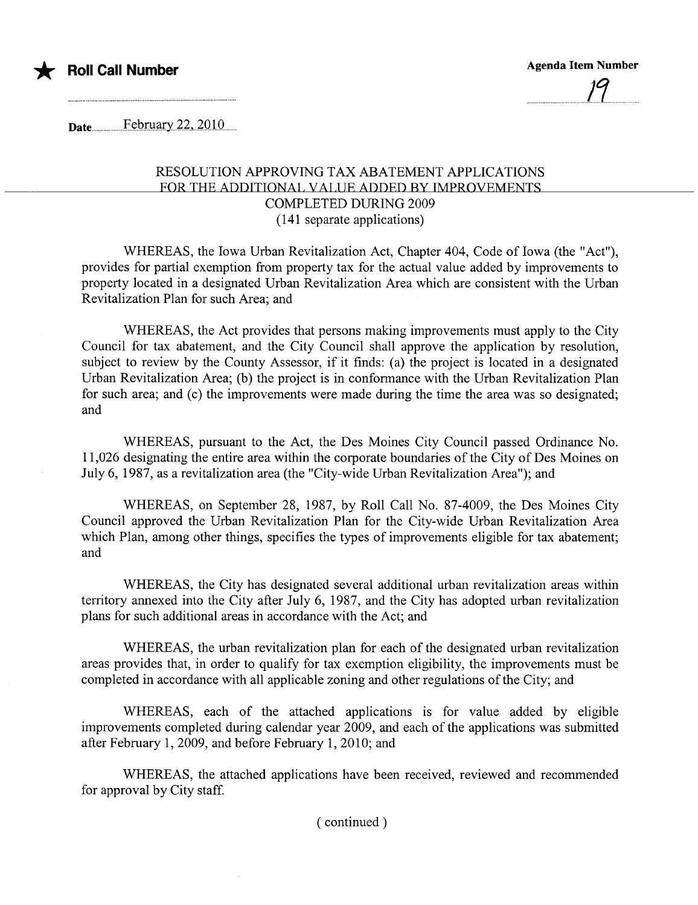★ **Roll Call Number**

**Agenda Item Number**

19

Date February 22, 2010

RESOLUTION APPROVING TAX ABATEMENT APPLICATIONS FOR THE ADDITIONAL VALUE ADDED BY IMPROVEMENTS COMPLETED DURING 2009
(141 separate applications)

WHEREAS, the Iowa Urban Revitalization Act, Chapter 404, Code of Iowa (the "Act"), provides for partial exemption from property tax for the actual value added by improvements to property located in a designated Urban Revitalization Area which are consistent with the Urban Revitalization Plan for such Area; and

WHEREAS, the Act provides that persons making improvements must apply to the City Council for tax abatement, and the City Council shall approve the application by resolution, subject to review by the County Assessor, if it finds: (a) the project is located in a designated Urban Revitalization Area; (b) the project is in conformance with the Urban Revitalization Plan for such area; and (c) the improvements were made during the time the area was so designated; and

WHEREAS, pursuant to the Act, the Des Moines City Council passed Ordinance No. 11,026 designating the entire area within the corporate boundaries of the City of Des Moines on July 6, 1987, as a revitalization area (the "City-wide Urban Revitalization Area"); and

WHEREAS, on September 28, 1987, by Roll Call No. 87-4009, the Des Moines City Council approved the Urban Revitalization Plan for the City-wide Urban Revitalization Area which Plan, among other things, specifies the types of improvements eligible for tax abatement; and

WHEREAS, the City has designated several additional urban revitalization areas within territory annexed into the City after July 6, 1987, and the City has adopted urban revitalization plans for such additional areas in accordance with the Act; and

WHEREAS, the urban revitalization plan for each of the designated urban revitalization areas provides that, in order to qualify for tax exemption eligibility, the improvements must be completed in accordance with all applicable zoning and other regulations of the City; and

WHEREAS, each of the attached applications is for value added by eligible improvements completed during calendar year 2009, and each of the applications was submitted after February 1, 2009, and before February 1, 2010; and

WHEREAS, the attached applications have been received, reviewed and recommended for approval by City staff.

( continued )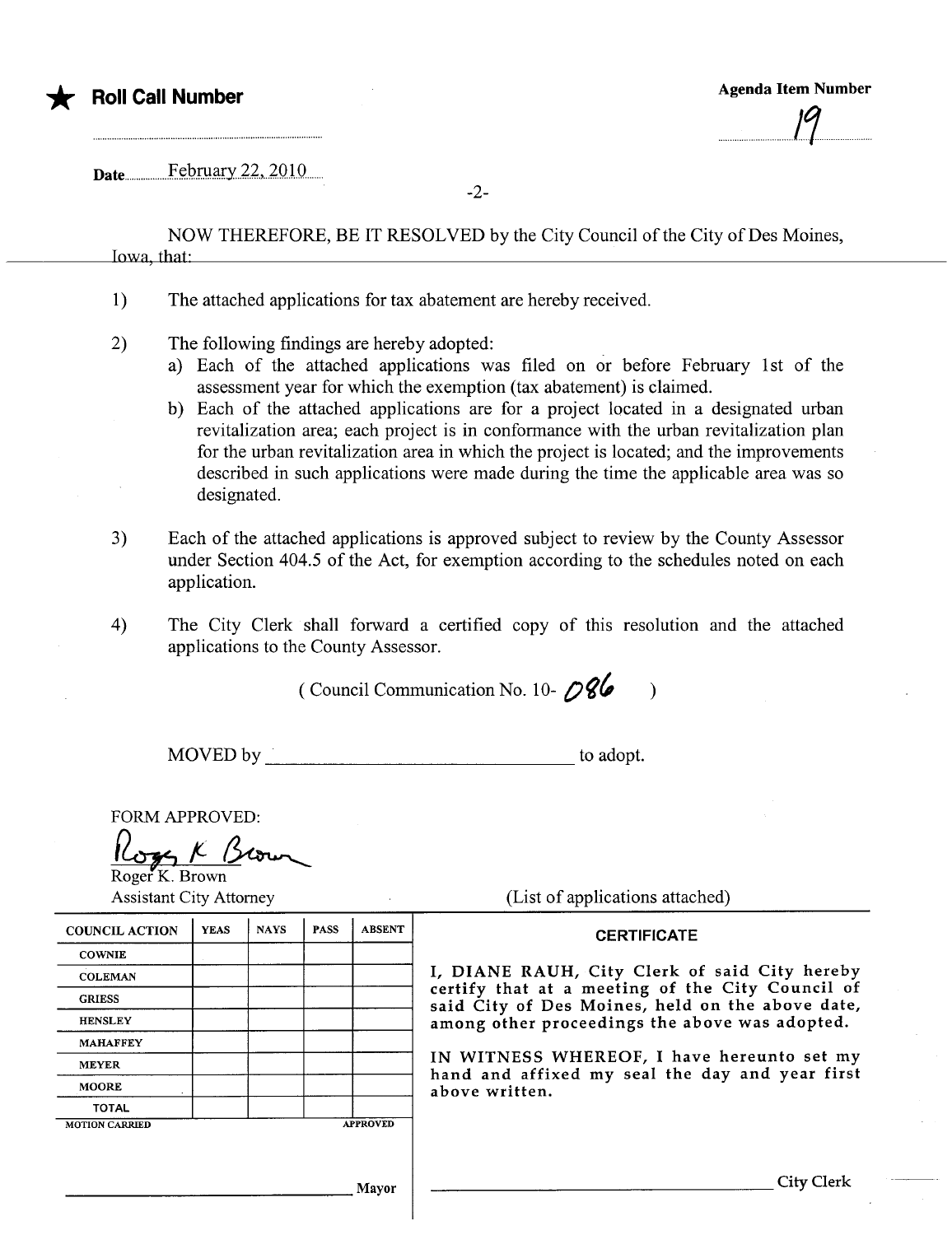★ **Roll Call Number**

**Agenda Item Number**

19

Date February 22, 2010

NOW THEREFORE, BE IT RESOLVED by the City Council of the City of Des Moines, Iowa, that:

1) The attached applications for tax abatement are hereby received.

2) The following findings are hereby adopted:
   a) Each of the attached applications was filed on or before February 1st of the assessment year for which the exemption (tax abatement) is claimed.
   b) Each of the attached applications are for a project located in a designated urban revitalization area; each project is in conformance with the urban revitalization plan for the urban revitalization area in which the project is located; and the improvements described in such applications were made during the time the applicable area was so designated.

3) Each of the attached applications is approved subject to review by the County Assessor under Section 404.5 of the Act, for exemption according to the schedules noted on each application.

4) The City Clerk shall forward a certified copy of this resolution and the attached applications to the County Assessor.

( Council Communication No. 10- 086 )

MOVED by \_\_\_\_\_\_\_\_\_\_\_\_\_\_\_\_\_\_\_\_\_\_\_\_\_\_\_\_\_\_ to adopt.

FORM APPROVED:

Roger K. Brown
Roger K. Brown
Assistant City Attorney

(List of applications attached)

| COUNCIL ACTION | YEAS | NAYS | PASS | ABSENT |
|---|---|---|---|---|
| COWNIE | | | | |
| COLEMAN | | | | |
| GRIESS | | | | |
| HENSLEY | | | | |
| MAHAFFEY | | | | |
| MEYER | | | | |
| MOORE | | | | |
| TOTAL | | | | |
| MOTION CARRIED | | | | APPROVED |

\_\_\_\_\_\_\_\_\_\_\_\_\_\_\_\_\_\_\_\_\_\_\_\_\_\_\_\_\_\_ Mayor

**CERTIFICATE**

I, DIANE RAUH, City Clerk of said City hereby certify that at a meeting of the City Council of said City of Des Moines, held on the above date, among other proceedings the above was adopted.

IN WITNESS WHEREOF, I have hereunto set my hand and affixed my seal the day and year first above written.

\_\_\_\_\_\_\_\_\_\_\_\_\_\_\_\_\_\_\_\_\_\_\_\_\_\_\_\_\_\_ City Clerk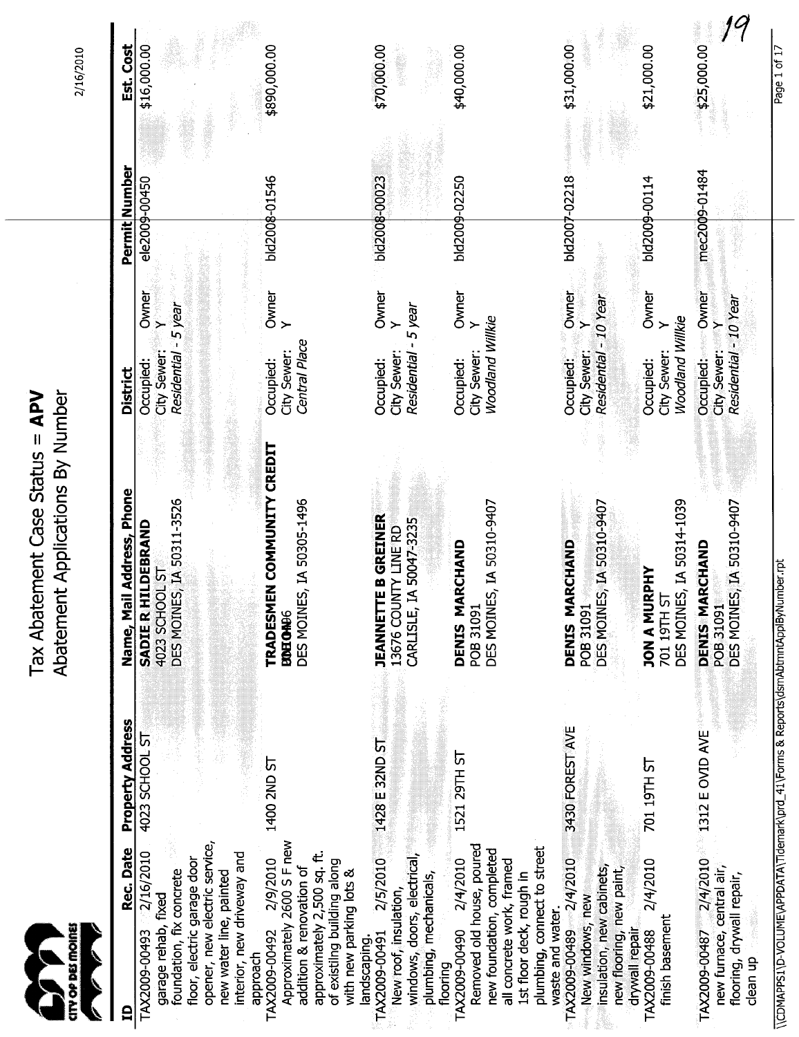# Tax Abatement Case Status = APV

## Abatement Applications By Number

2/16/2010

| ID | Rec. Date | Property Address | Name, Mail Address, Phone | District | | Permit Number | Est. Cost |
|---|---|---|---|---|---|---|---|
| TAX2009-00493 garage rehab, fixed foundation, fix concrete floor, electric garage door opener, new electric service, new water line, painted interior, new driveway and approach | 2/16/2010 | 4023 SCHOOL ST | **SADIE R HILDEBRAND** 4023 SCHOOL ST DES MOINES, IA 50311-3526 | Occupied: City Sewer: *Residential - 5 year* | Owner Y | ele2009-00450 | $16,000.00 |
| TAX2009-00492 Approximately 2600 S F new addition & renovation of approximately 2,500 sq. ft. of existiing building along with new parking lots & landscaping. | 2/9/2010 | 1400 2ND ST | **TRADESMEN COMMUNITY CREDIT UNION** BOX 1496 DES MOINES, IA 50305-1496 | Occupied: City Sewer: *Central Place* | Owner Y | bld2008-01546 | $890,000.00 |
| TAX2009-00491 New roof, insulation, windows, doors, electrical, plumbing, mechanicals, flooring | 2/5/2010 | 1428 E 32ND ST | **JEANNETTE B GREINER** 13676 COUNTY LINE RD CARLISLE, IA 50047-3235 | Occupied: City Sewer: *Residential - 5 year* | Owner Y | bld2008-00023 | $70,000.00 |
| TAX2009-00490 Removed old house, poured new foundation, completed all concrete work, framed 1st floor deck, rough in plumbing, connect to street waste and water. | 2/4/2010 | 1521 29TH ST | **DENIS MARCHAND** POB 31091 DES MOINES, IA 50310-9407 | Occupied: City Sewer: *Woodland Willkie* | Owner Y | bld2009-02250 | $40,000.00 |
| TAX2009-00489 New windows, new insulation, new cabinets, new flooring, new paint, drywall repair | 2/4/2010 | 3430 FOREST AVE | **DENIS MARCHAND** POB 31091 DES MOINES, IA 50310-9407 | Occupied: City Sewer: *Residential - 10 Year* | Owner Y | bld2007-02218 | $31,000.00 |
| TAX2009-00488 finish basement | 2/4/2010 | 701 19TH ST | **JON A MURPHY** 701 19TH ST DES MOINES, IA 50314-1039 | Occupied: City Sewer: *Woodland Willkie* | Owner Y | bld2009-00114 | $21,000.00 |
| TAX2009-00487 new furnace, central air, flooring, drywall repair, clean up | 2/4/2010 | 1312 E OVID AVE | **DENIS MARCHAND** POB 31091 DES MOINES, IA 50310-9407 | Occupied: City Sewer: *Residential - 10 Year* | Owner Y | mec2009-01484 | $25,000.00 |

\\CDMAPPS1\D-VOLUME\APPDATA\Tidemark\prd_41\Forms & Reports\dsmAbtmntApplByNumber.rpt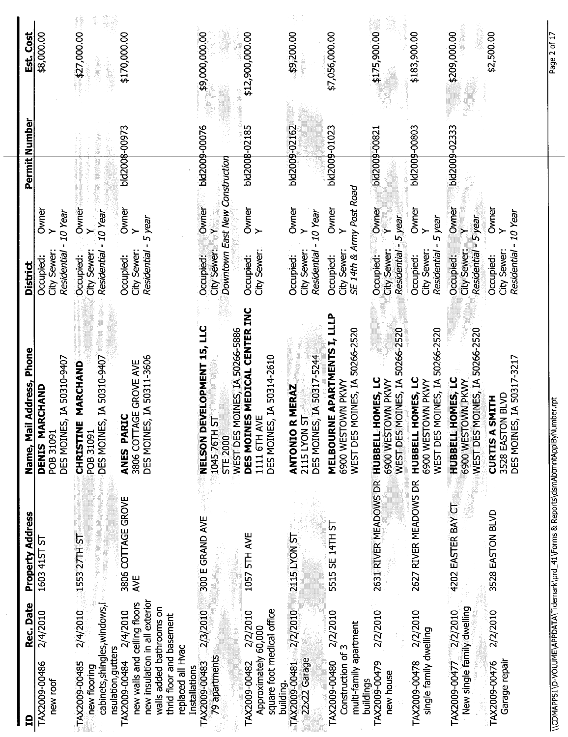| ID | Rec. Date | Property Address | Name, Mail Address, Phone | District | | Permit Number | Est. Cost |
|---|---|---|---|---|---|---|---|
| TAX2009-00486 new roof | 2/4/2010 | 1603 41ST ST | **DENIS MARCHAND** POB 31091 DES MOINES, IA 50310-9407 | Occupied: City Sewer: *Residential - 10 Year* | Owner Y | | $8,000.00 |
| TAX2009-00485 new flooring cabinets,shingles,windows,i nsulation,gutters | 2/4/2010 | 1553 27TH ST | **CHRISTINE MARCHAND** POB 31091 DES MOINES, IA 50310-9407 | Occupied: City Sewer: *Residential - 10 Year* | Owner Y | | $27,000.00 |
| TAX2009-00484 new walls and ceiling floors new insulation in all exterior walls added bathrooms on thrid floor and basement replaced all Hvac Installations | 2/4/2010 | 3806 COTTAGE GROVE AVE | **ANES PARIC** 3806 COTTAGE GROVE AVE DES MOINES, IA 50311-3606 | Occupied: City Sewer: *Residential - 5 year* | Owner Y | bld2008-00973 | $170,000.00 |
| TAX2009-00483 79 apartments | 2/3/2010 | 300 E GRAND AVE | **NELSON DEVELOPMENT 15, LLC** 1045 76TH ST STE 2000 WEST DES MOINES, IA 50266-5886 | Occupied: City Sewer: *Downtown East New Construction* | Owner Y | bld2009-00076 | $9,000,000.00 |
| TAX2009-00482 Approximately 60,000 square foot medical office building. | 2/2/2010 | 1057 5TH AVE | **DES MOINES MEDICAL CENTER INC** 1111 6TH AVE DES MOINES, IA 50314-2610 | Occupied: City Sewer: | Owner Y | bld2008-02185 | $12,900,000.00 |
| TAX2009-00481 22x22 Garage | 2/2/2010 | 2115 LYON ST | **ANTONIO R MERAZ** 2115 LYON ST DES MOINES, IA 50317-5244 | Occupied: City Sewer: *Residential - 10 Year* | Owner Y | bld2009-02162 | $9,200.00 |
| TAX2009-00480 Construction of 3 multi-family apartment buildings | 2/2/2010 | 5515 SE 14TH ST | **MELBOURNE APARTMENTS I, LLLP** 6900 WESTOWN PKWY WEST DES MOINES, IA 50266-2520 | Occupied: City Sewer: *SE 14th & Army Post Road* | Owner Y | bld2009-01023 | $7,056,000.00 |
| TAX2009-00479 new house | 2/2/2010 | 2631 RIVER MEADOWS DR | **HUBBELL HOMES, LC** 6900 WESTOWN PKWY WEST DES MOINES, IA 50266-2520 | Occupied: City Sewer: *Residential - 5 year* | Owner Y | bld2009-00821 | $175,900.00 |
| TAX2009-00478 single family dwelling | 2/2/2010 | 2627 RIVER MEADOWS DR | **HUBBELL HOMES, LC** 6900 WESTOWN PKWY WEST DES MOINES, IA 50266-2520 | Occupied: City Sewer: *Residential - 5 year* | Owner Y | bld2009-00803 | $183,900.00 |
| TAX2009-00477 New single family dwelling | 2/2/2010 | 4202 EASTER BAY CT | **HUBBELL HOMES, LC** 6900 WESTOWN PKWY WEST DES MOINES, IA 50266-2520 | Occupied: City Sewer: *Residential - 5 year* | Owner Y | bld2009-02333 | $209,000.00 |
| TAX2009-00476 Garage repair | 2/2/2010 | 3528 EASTON BLVD | **CURTIS A SMITH** 3528 EASTON BLVD DES MOINES, IA 50317-3217 | Occupied: City Sewer: *Residential - 10 Year* | Owner Y | | $2,500.00 |

\\CDMAPPS1\D-VOLUME\APPDATA\Tidemark\prd_41\Forms & Reports\dsmAbtmntApplByNumber.rpt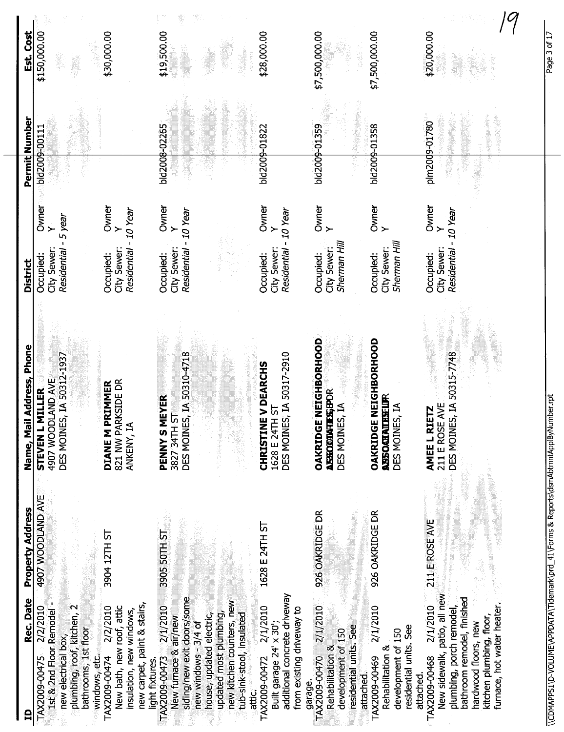19

| ID | Rec. Date | Property Address | Name, Mail Address, Phone | District | | Permit Number | Est. Cost |
|---|---|---|---|---|---|---|---|
| TAX2009-00475 1st & 2nd Floor Remodel - new electrical box, plumbing, roof, kitchen, 2 bathrooms, 1st floor windows, etc. | 2/2/2010 | 4907 WOODLAND AVE | **STEVEN L MILLER** 4907 WOODLAND AVE DES MOINES, IA 50312-1937 | Occupied: City Sewer: *Residential - 5 year* | Owner Y | bld2009-00111 | $150,000.00 |
| TAX2009-00474 New bath, new roof, attic insulation, new windows, new carpet, paint & stairs, light fixtures. | 2/2/2010 | 3904 12TH ST | **DIANE M PRIMMER** 821 NW PARKSIDE DR ANKENY, IA | Occupied: City Sewer: *Residential - 10 Year* | Owner Y | | $30,000.00 |
| TAX2009-00473 New furnace & air/new siding/new exit doors/some new windows - 3/4 of house, updated electric, updated most plumbing, new kitchen counters, new tub-sink-stool, insulated attic. | 2/1/2010 | 3905 50TH ST | **PENNY S MEYER** 3827 34TH ST DES MOINES, IA 50310-4718 | Occupied: City Sewer: *Residential - 10 Year* | Owner Y | bld2008-02265 | $19,500.00 |
| TAX2009-00472 Built garage 24' x 30'; additional concrete driveway from existing driveway to garage. | 2/1/2010 | 1628 E 24TH ST | **CHRISTINE V DEARCHS** 1628 E 24TH ST DES MOINES, IA 50317-2910 | Occupied: City Sewer: *Residential - 10 Year* | Owner Y | bld2009-01822 | $28,000.00 |
| TAX2009-00470 Rehabilitation & development of 150 residential units. See attached. | 2/1/2010 | 926 OAKRIDGE DR | **OAKRIDGE NEIGHBORHOOD ASSOCIATES LP** 926 OAKRIDGE DR DES MOINES, IA | Occupied: City Sewer: *Sherman Hill* | Owner Y | bld2009-01359 | $7,500,000.00 |
| TAX2009-00469 Rehabilitation & development of 150 residential units. See attached. | 2/1/2010 | 926 OAKRIDGE DR | **OAKRIDGE NEIGHBORHOOD ASSOCIATES LP** 926 OAKRIDGE DR DES MOINES, IA | Occupied: City Sewer: *Sherman Hill* | Owner Y | bld2009-01358 | $7,500,000.00 |
| TAX2009-00468 New sidewalk, patio, all new plumbing, porch remodel, bathroom remodel, finished hardwood floors, new kitchen plumbing, floor, furnace, hot water heater. | 2/1/2010 | 211 E ROSE AVE | **AMEE L RIETZ** 211 E ROSE AVE DES MOINES, IA 50315-7748 | Occupied: City Sewer: *Residential - 10 Year* | Owner Y | plm2009-01780 | $20,000.00 |

\\CDMAPPS1\D-VOLUME\APPDATA\Tidemark\prd_41\Forms & Reports\dsmAbtmntApplByNumber.rpt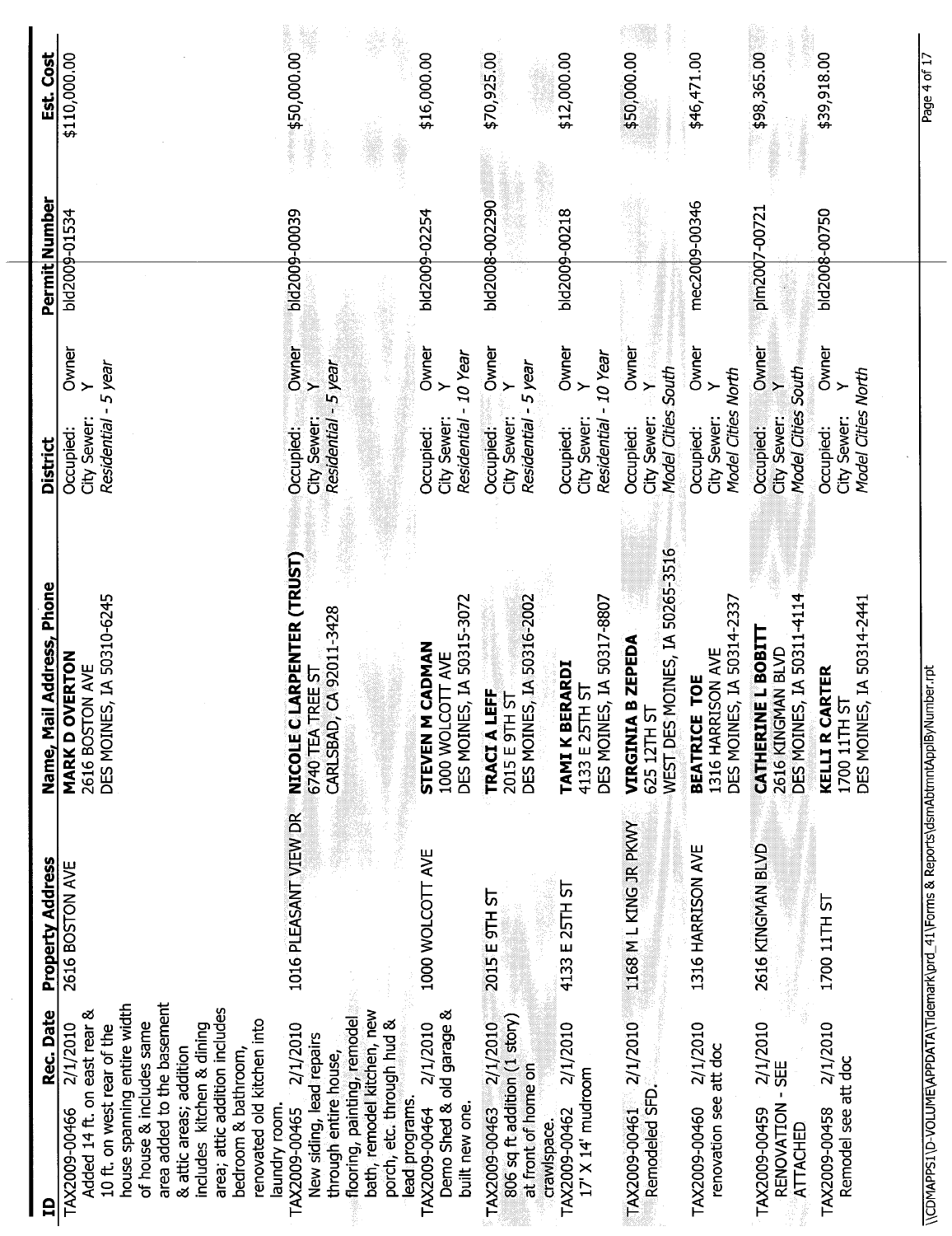| ID | Rec. Date | Property Address | Name, Mail Address, Phone | District | Permit Number | Est. Cost |
|---|---|---|---|---|---|---|
| TAX2009-00466 Added 14 ft. on east rear & 10 ft. on west rear of the house spanning entire width of house & includes same area added to the basement & attic areas; addition includes kitchen & dining area; attic addition includes bedroom & bathroom, renovated old kitchen into laundry room. | 2/1/2010 | 2616 BOSTON AVE | **MARK D OVERTON** 2616 BOSTON AVE DES MOINES, IA 50310-6245 | Occupied: Owner City Sewer: Y *Residential - 5 year* | bld2009-01534 | $110,000.00 |
| TAX2009-00465 New siding, lead repairs through entire house, flooring, painting, remodel bath, remodel kitchen, new porch, etc. through hud & lead programs. | 2/1/2010 | 1016 PLEASANT VIEW DR | **NICOLE C LARPENTER (TRUST)** 6740 TEA TREE ST CARLSBAD, CA 92011-3428 | Occupied: Owner City Sewer: Y *Residential - 5 year* | bld2009-00039 | $50,000.00 |
| TAX2009-00464 Demo Shed & old garage & built new one. | 2/1/2010 | 1000 WOLCOTT AVE | **STEVEN M CADMAN** 1000 WOLCOTT AVE DES MOINES, IA 50315-3072 | Occupied: Owner City Sewer: Y *Residential - 10 Year* | bld2009-02254 | $16,000.00 |
| TAX2009-00463 806 sq ft addition (1 story) at front of home on crawlspace. | 2/1/2010 | 2015 E 9TH ST | **TRACI A LEFF** 2015 E 9TH ST DES MOINES, IA 50316-2002 | Occupied: Owner City Sewer: Y *Residential - 5 year* | bld2008-002290 | $70,925.00 |
| TAX2009-00462 17' X 14' mudroom | 2/1/2010 | 4133 E 25TH ST | **TAMI K BERARDI** 4133 E 25TH ST DES MOINES, IA 50317-8807 | Occupied: Owner City Sewer: Y *Residential - 10 Year* | bld2009-00218 | $12,000.00 |
| TAX2009-00461 Remodeled SFD. | 2/1/2010 | 1168 M L KING JR PKWY | **VIRGINIA B ZEPEDA** 625 12TH ST WEST DES MOINES, IA 50265-3516 | Occupied: Owner City Sewer: Y *Model Cities South* | bld2009-00308 | $50,000.00 |
| TAX2009-00460 renovation see att doc | 2/1/2010 | 1316 HARRISON AVE | **BEATRICE TOE** 1316 HARRISON AVE DES MOINES, IA 50314-2337 | Occupied: Owner City Sewer: Y *Model Cities North* | mec2009-00346 | $46,471.00 |
| TAX2009-00459 RENOVATION - SEE ATTACHED | 2/1/2010 | 2616 KINGMAN BLVD | **CATHERINE L BOBITT** 2616 KINGMAN BLVD DES MOINES, IA 50311-4114 | Occupied: Owner City Sewer: Y *Model Cities South* | plm2007-00721 | $98,365.00 |
| TAX2009-00458 Remodel see att doc | 2/1/2010 | 1700 11TH ST | **KELLI R CARTER** 1700 11TH ST DES MOINES, IA 50314-2441 | Occupied: Owner City Sewer: Y *Model Cities North* | bld2008-00750 | $39,918.00 |

\\CDMAPPS1\D-VOLUME\APPDATA\Tidemark\prd_41\Forms & Reports\dsmAbtmntApplByNumber.rpt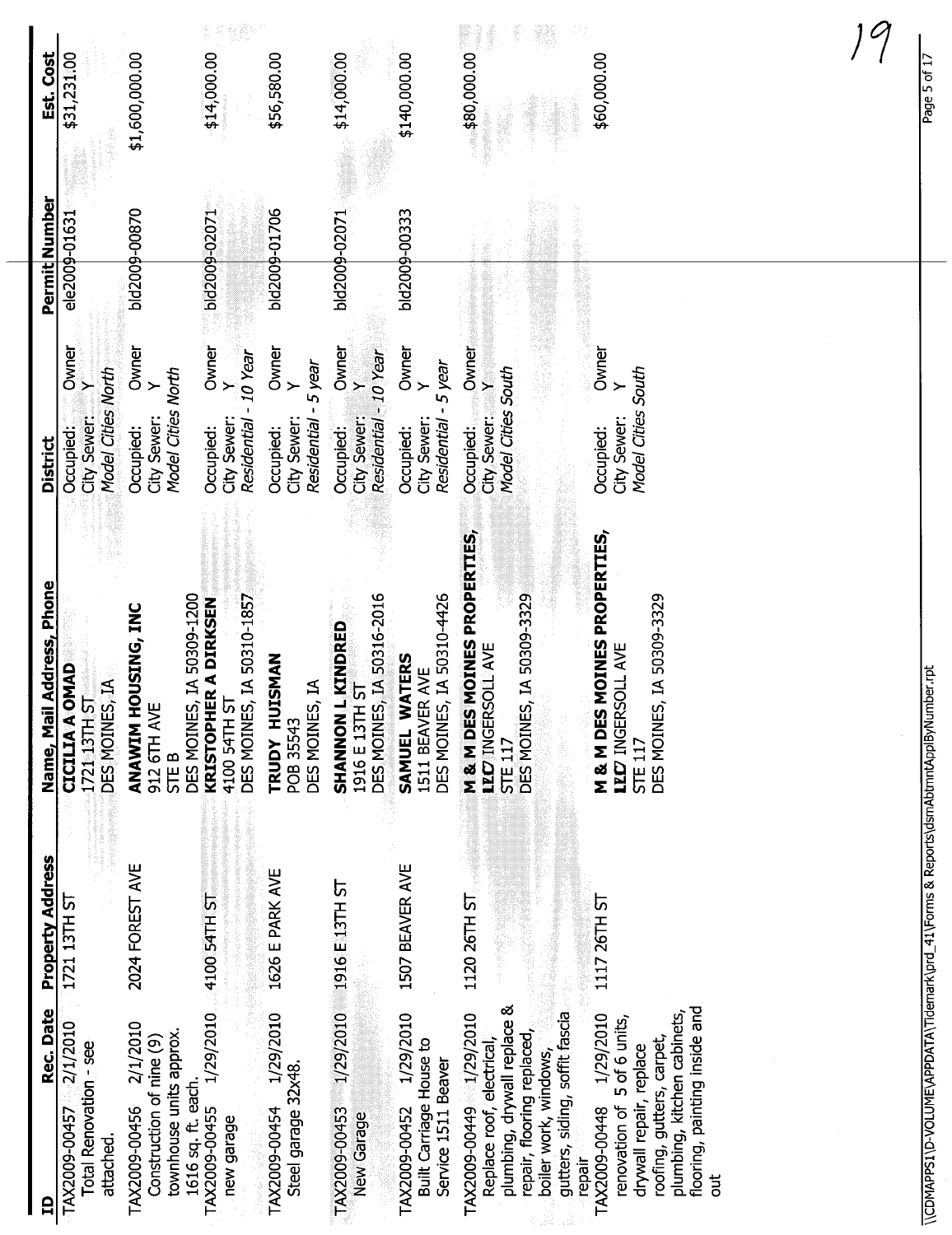| ID | Rec. Date | Property Address | Name, Mail Address, Phone | District | | Permit Number | Est. Cost |
|---|---|---|---|---|---|---|---|
| TAX2009-00457 Total Renovation - see attached. | 2/1/2010 | 1721 13TH ST | **CICILIA A OMAD** 1721 13TH ST DES MOINES, IA | Occupied: Owner City Sewer: Y *Model Cities North* | | ele2009-01631 | $31,231.00 |
| TAX2009-00456 Construction of nine (9) townhouse units approx. 1616 sq. ft. each. | 2/1/2010 | 2024 FOREST AVE | **ANAWIM HOUSING, INC** 912 6TH AVE STE B DES MOINES, IA 50309-1200 | Occupied: Owner City Sewer: Y *Model Cities North* | | bld2009-00870 | $1,600,000.00 |
| TAX2009-00455 new garage | 1/29/2010 | 4100 54TH ST | **KRISTOPHER A DIRKSEN** 4100 54TH ST DES MOINES, IA 50310-1857 | Occupied: Owner City Sewer: Y *Residential - 10 Year* | | bld2009-02071 | $14,000.00 |
| TAX2009-00454 Steel garage 32x48. | 1/29/2010 | 1626 E PARK AVE | **TRUDY HUISMAN** POB 35543 DES MOINES, IA | Occupied: Owner City Sewer: Y *Residential - 5 year* | | bld2009-01706 | $56,580.00 |
| TAX2009-00453 New Garage | 1/29/2010 | 1916 E 13TH ST | **SHANNON L KINDRED** 1916 E 13TH ST DES MOINES, IA 50316-2016 | Occupied: Owner City Sewer: Y *Residential - 10 Year* | | bld2009-02071 | $14,000.00 |
| TAX2009-00452 Built Carriage House to Service 1511 Beaver | 1/29/2010 | 1507 BEAVER AVE | **SAMUEL WATERS** 1511 BEAVER AVE DES MOINES, IA 50310-4426 | Occupied: Owner City Sewer: Y *Residential - 5 year* | | bld2009-00333 | $140,000.00 |
| TAX2009-00449 Replace roof, electrical, plumbing, drywall replace & repair, flooring replaced, boiler work, windows, gutters, siding, soffit fascia repair | 1/29/2010 | 1120 26TH ST | **M & M DES MOINES PROPERTIES, LLC** INGERSOLL AVE STE 117 DES MOINES, IA 50309-3329 | Occupied: Owner City Sewer: Y *Model Cities South* | | | $80,000.00 |
| TAX2009-00448 renovation of 5 of 6 units, drywall repair, replace roofing, gutters, carpet, plumbing, kitchen cabinets, flooring, painting inside and out | 1/29/2010 | 1117 26TH ST | **M & M DES MOINES PROPERTIES, LLC** INGERSOLL AVE STE 117 DES MOINES, IA 50309-3329 | Occupied: Owner City Sewer: Y *Model Cities South* | | | $60,000.00 |

19

\\CDMAPPS1\D-VOLUME\APPDATA\Tidemark\prd_41\Forms & Reports\dsmAbtmntApplByNumber.rpt